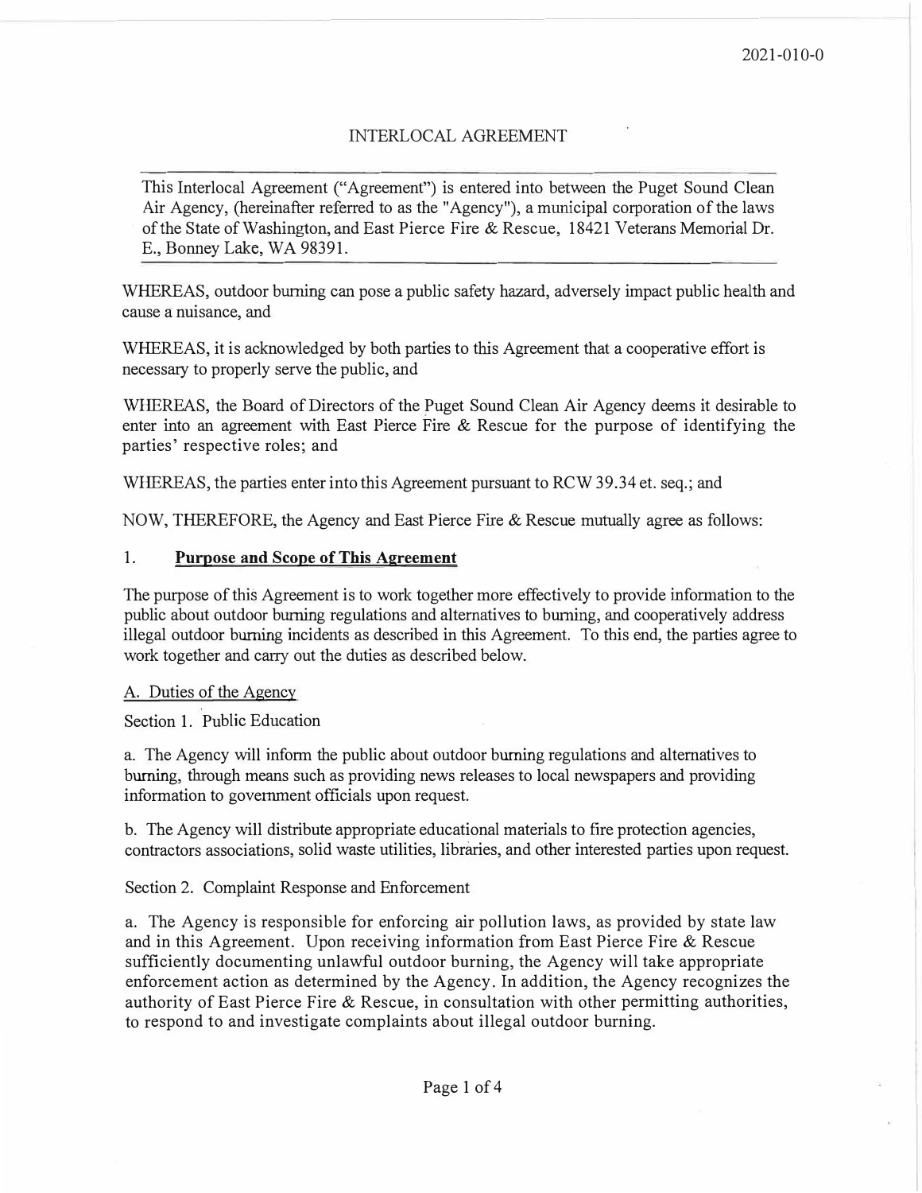2021-010-0

# INTERLOCAL AGREEMENT

This Interlocal Agreement ("Agreement") is entered into between the Puget Sound Clean Air Agency, (hereinafter referred to as the "Agency"), a municipal corporation of the laws of the State of Washington, and East Pierce Fire & Rescue, 18421 Veterans Memorial Dr. E., Bonney Lake, WA 98391.

WHEREAS, outdoor burning can pose a public safety hazard, adversely impact public health and cause a nuisance, and

WHEREAS, it is acknowledged by both parties to this Agreement that a cooperative effort is necessary to properly serve the public, and

WHEREAS, the Board of Directors of the Puget Sound Clean Air Agency deems it desirable to enter into an agreement with East Pierce Fire & Rescue for the purpose of identifying the parties' respective roles; and

WHEREAS, the parties enter into this Agreement pursuant to RCW 39.34 et. seq.; and

NOW, THEREFORE, the Agency and East Pierce Fire & Rescue mutually agree as follows:

## 1. **Purpose and Scope of This Agreement**

The purpose of this Agreement is to work together more effectively to provide information to the public about outdoor burning regulations and alternatives to burning, and cooperatively address illegal outdoor burning incidents as described in this Agreement. To this end, the parties agree to work together and carry out the duties as described below.

### A. Duties of the Agency

Section 1. Public Education

a. The Agency will inform the public about outdoor burning regulations and alternatives to burning, through means such as providing news releases to local newspapers and providing information to government officials upon request.

b. The Agency will distribute appropriate educational materials to fire protection agencies, contractors associations, solid waste utilities, libraries, and other interested parties upon request.

Section 2. Complaint Response and Enforcement

a. The Agency is responsible for enforcing air pollution laws, as provided by state law and in this Agreement. Upon receiving information from East Pierce Fire & Rescue sufficiently documenting unlawful outdoor burning, the Agency will take appropriate enforcement action as determined by the Agency. In addition, the Agency recognizes the authority of East Pierce Fire & Rescue, in consultation with other permitting authorities, to respond to and investigate complaints about illegal outdoor burning.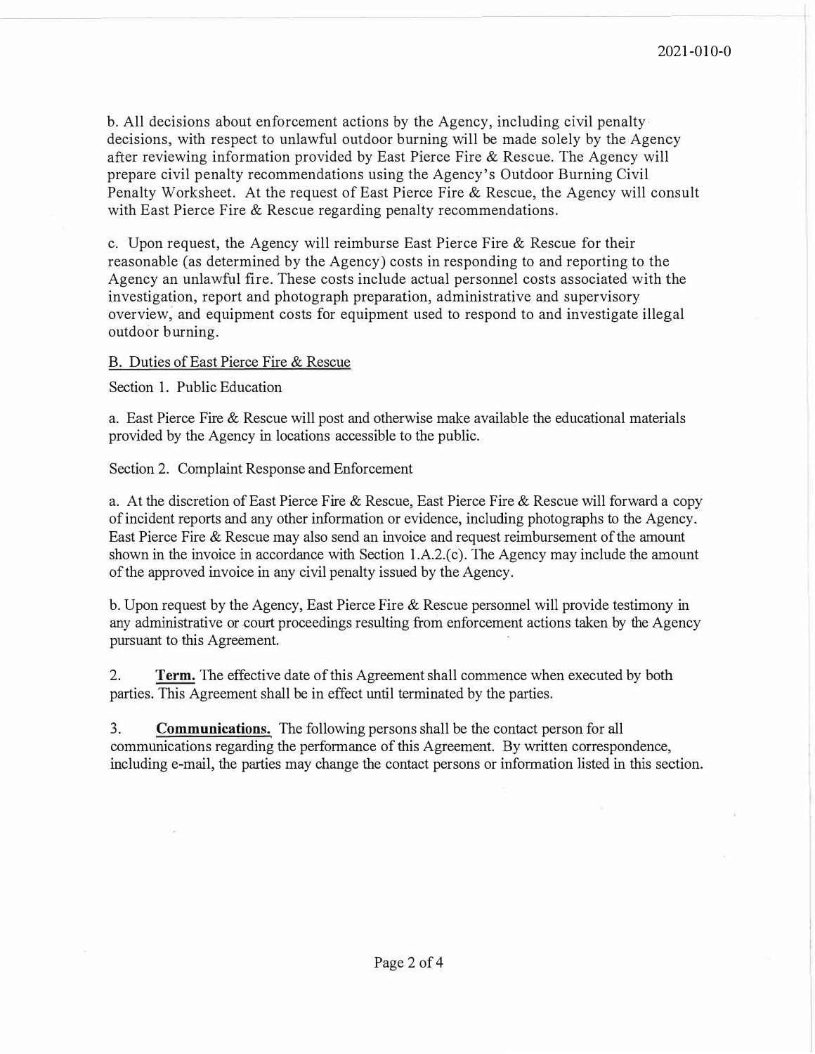b. All decisions about enforcement actions by the Agency, including civil penalty decisions, with respect to unlawful outdoor burning will be made solely by the Agency after reviewing information provided by East Pierce Fire & Rescue. The Agency will prepare civil penalty recommendations using the Agency's Outdoor Burning Civil Penalty Worksheet. At the request of East Pierce Fire & Rescue, the Agency will consult with East Pierce Fire & Rescue regarding penalty recommendations.

c. Upon request, the Agency will reimburse East Pierce Fire & Rescue for their reasonable (as determined by the Agency) costs in responding to and reporting to the Agency an unlawful fire. These costs include actual personnel costs associated with the investigation, report and photograph preparation, administrative and supervisory overview, and equipment costs for equipment used to respond to and investigate illegal outdoor burning.

B. Duties of East Pierce Fire & Rescue

Section 1. Public Education

a. East Pierce Fire & Rescue will post and otherwise make available the educational materials provided by the Agency in locations accessible to the public.

Section 2. Complaint Response and Enforcement

a. At the discretion of East Pierce Fire & Rescue, East Pierce Fire & Rescue will forward a copy of incident reports and any other information or evidence, including photographs to the Agency. East Pierce Fire & Rescue may also send an invoice and request reimbursement of the amount shown in the invoice in accordance with Section 1.A.2.(c). The Agency may include the amount of the approved invoice in any civil penalty issued by the Agency.

b. Upon request by the Agency, East Pierce Fire & Rescue personnel will provide testimony in any administrative or court proceedings resulting from enforcement actions taken by the Agency pursuant to this Agreement.

2. **Term.** The effective date of this Agreement shall commence when executed by both parties. This Agreement shall be in effect until terminated by the parties.

3. **Communications.** The following persons shall be the contact person for all communications regarding the performance of this Agreement. By written correspondence, including e-mail, the parties may change the contact persons or information listed in this section.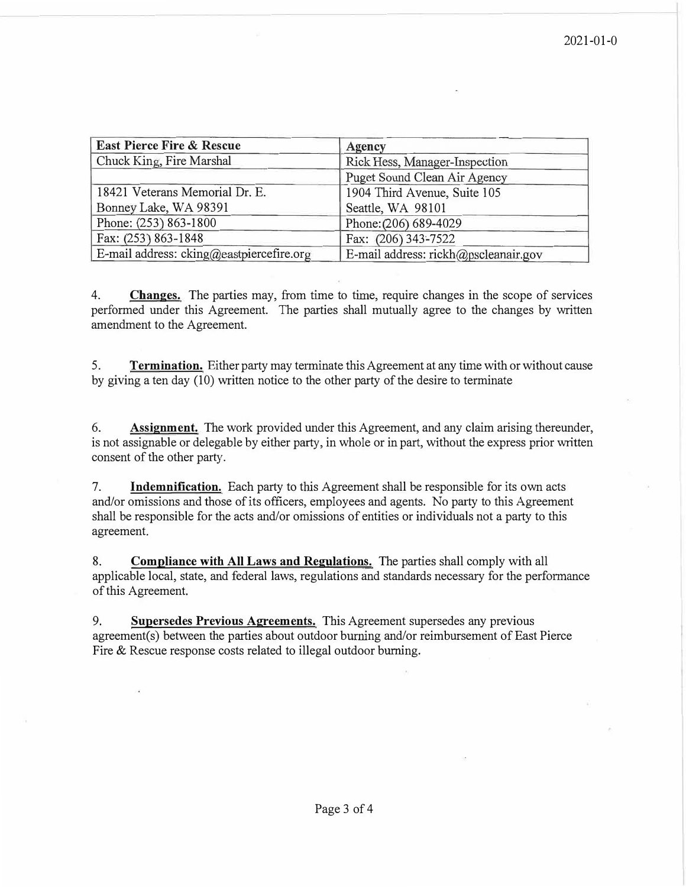2021-01-0

| East Pierce Fire & Rescue | Agency |
|---|---|
| Chuck King, Fire Marshal | Rick Hess, Manager-Inspection |
| | Puget Sound Clean Air Agency |
| 18421 Veterans Memorial Dr. E.<br>Bonney Lake, WA 98391 | 1904 Third Avenue, Suite 105<br>Seattle, WA 98101 |
| Phone: (253) 863-1800 | Phone:(206) 689-4029 |
| Fax: (253) 863-1848 | Fax: (206) 343-7522 |
| E-mail address: cking@eastpiercefire.org | E-mail address: rickh@pscleanair.gov |

4. **Changes.** The parties may, from time to time, require changes in the scope of services performed under this Agreement. The parties shall mutually agree to the changes by written amendment to the Agreement.

5. **Termination.** Either party may terminate this Agreement at any time with or without cause by giving a ten day (10) written notice to the other party of the desire to terminate

6. **Assignment.** The work provided under this Agreement, and any claim arising thereunder, is not assignable or delegable by either party, in whole or in part, without the express prior written consent of the other party.

7. **Indemnification.** Each party to this Agreement shall be responsible for its own acts and/or omissions and those of its officers, employees and agents. No party to this Agreement shall be responsible for the acts and/or omissions of entities or individuals not a party to this agreement.

8. **Compliance with All Laws and Regulations.** The parties shall comply with all applicable local, state, and federal laws, regulations and standards necessary for the performance of this Agreement.

9. **Supersedes Previous Agreements.** This Agreement supersedes any previous agreement(s) between the parties about outdoor burning and/or reimbursement of East Pierce Fire & Rescue response costs related to illegal outdoor burning.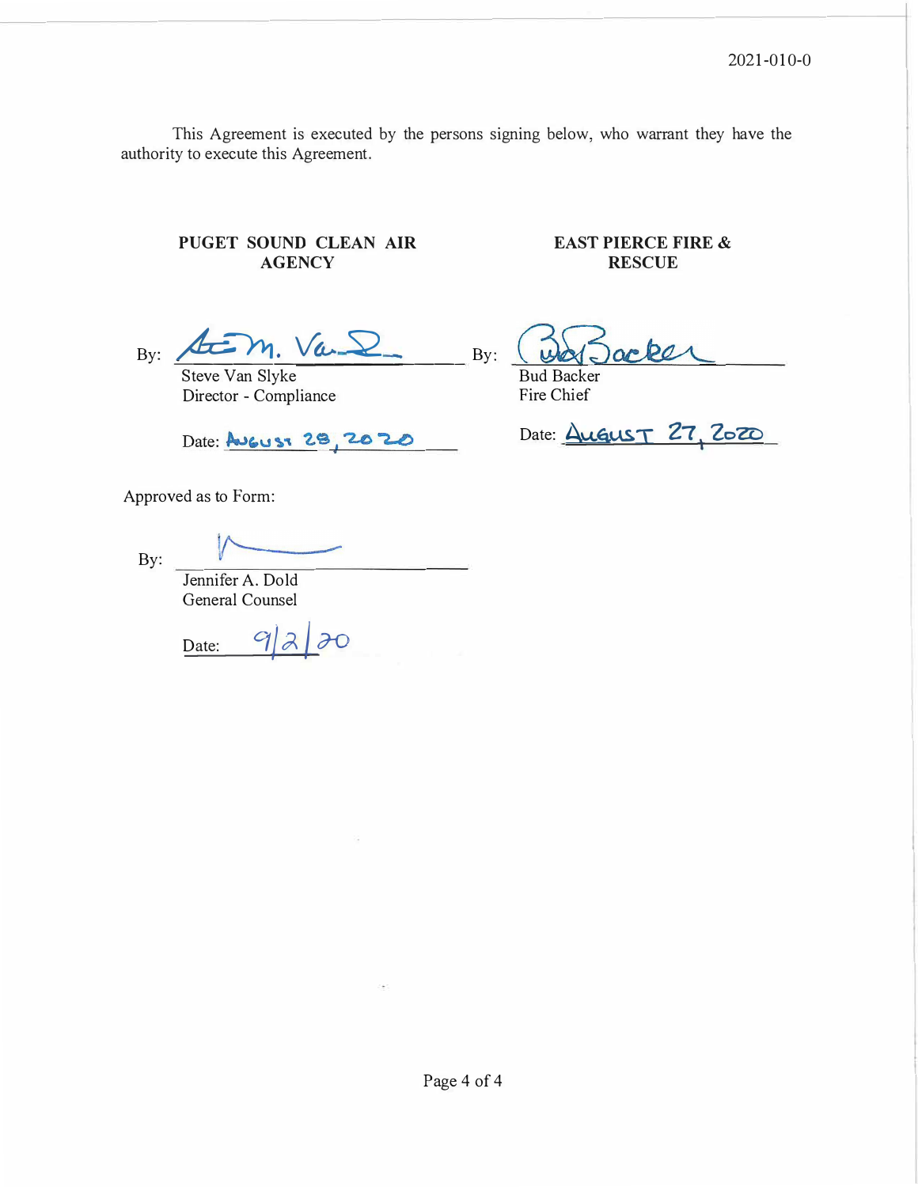2021-010-0

This Agreement is executed by the persons signing below, who warrant they have the authority to execute this Agreement.

**PUGET SOUND CLEAN AIR AGENCY**

By: Steve M. Van Slyke

Steve Van Slyke
Director - Compliance

Date: August 28, 2020

**EAST PIERCE FIRE & RESCUE**

By: Bud Backer

Bud Backer
Fire Chief

Date: August 27, 2020

Approved as to Form:

By: ______________________

Jennifer A. Dold
General Counsel

Date: 9/2/20